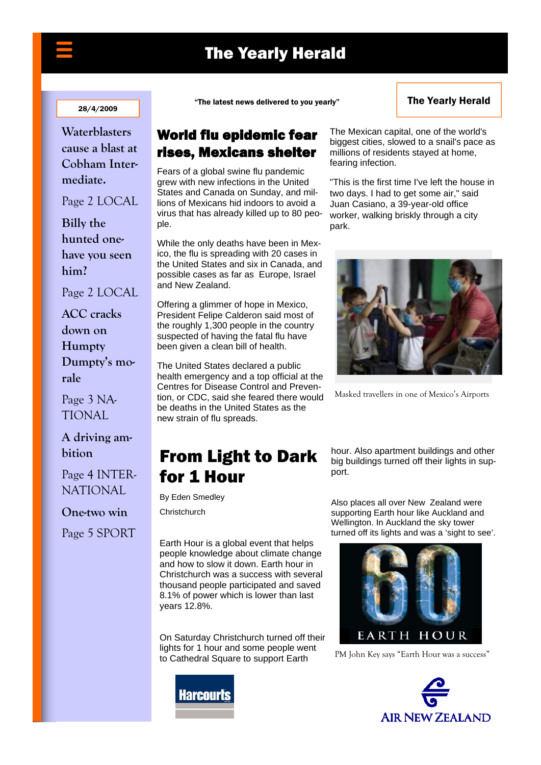# The Yearly Herald

28/4/2009

"The latest news delivered to you yearly"

**The Yearly Herald**

**Waterblasters cause a blast at Cobham Intermediate.**

Page 2 LOCAL

**Billy the hunted one-have you seen him?**

Page 2 LOCAL

**ACC cracks down on Humpty Dumpty's morale**

Page 3 NATIONAL

**A driving ambition**

Page 4 INTERNATIONAL

**One-two win**

Page 5 SPORT

## World flu epidemic fear rises, Mexicans shelter

Fears of a global swine flu pandemic grew with new infections in the United States and Canada on Sunday, and millions of Mexicans hid indoors to avoid a virus that has already killed up to 80 people.

While the only deaths have been in Mexico, the flu is spreading with 20 cases in the United States and six in Canada, and possible cases as far as Europe, Israel and New Zealand.

Offering a glimmer of hope in Mexico, President Felipe Calderon said most of the roughly 1,300 people in the country suspected of having the fatal flu have been given a clean bill of health.

The United States declared a public health emergency and a top official at the Centres for Disease Control and Prevention, or CDC, said she feared there would be deaths in the United States as the new strain of flu spreads.

The Mexican capital, one of the world's biggest cities, slowed to a snail's pace as millions of residents stayed at home, fearing infection.

"This is the first time I've left the house in two days. I had to get some air," said Juan Casiano, a 39-year-old office worker, walking briskly through a city park.

Masked travellers in one of Mexico's Airports

## From Light to Dark for 1 Hour

By Eden Smedley

Christchurch

Earth Hour is a global event that helps people knowledge about climate change and how to slow it down. Earth hour in Christchurch was a success with several thousand people participated and saved 8.1% of power which is lower than last years 12.8%.

On Saturday Christchurch turned off their lights for 1 hour and some people went to Cathedral Square to support Earth hour. Also apartment buildings and other big buildings turned off their lights in support.

Also places all over New Zealand were supporting Earth hour like Auckland and Wellington. In Auckland the sky tower turned off its lights and was a 'sight to see'.

PM John Key says "Earth Hour was a success"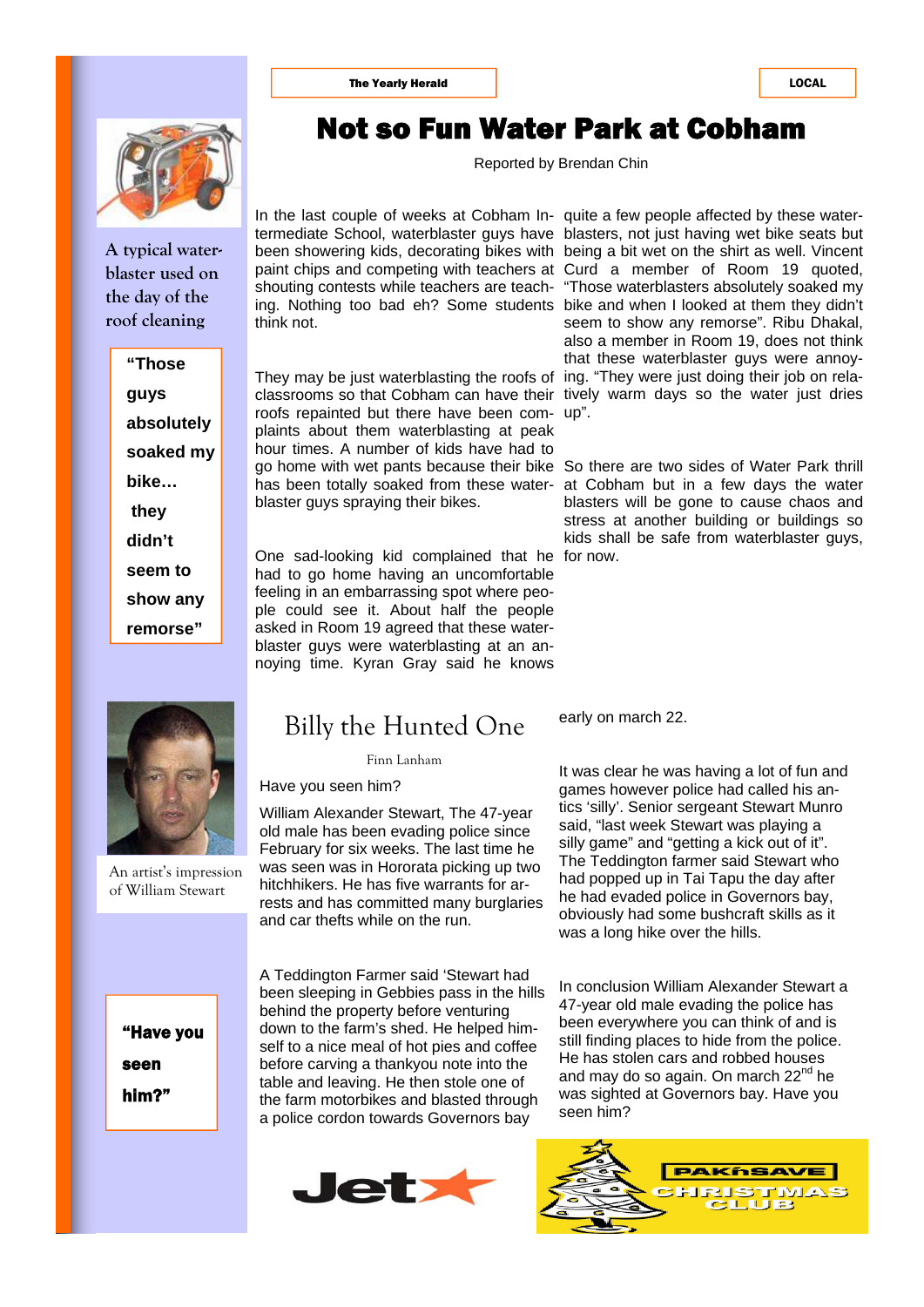The Yearly Herald

LOCAL

# Not so Fun Water Park at Cobham

Reported by Brendan Chin

A typical waterblaster used on the day of the roof cleaning

In the last couple of weeks at Cobham Intermediate School, waterblaster guys have been showering kids, decorating bikes with paint chips and competing with teachers at shouting contests while teachers are teaching. Nothing too bad eh? Some students think not.

They may be just waterblasting the roofs of classrooms so that Cobham can have their roofs repainted but there have been complaints about them waterblasting at peak hour times. A number of kids have had to go home with wet pants because their bike has been totally soaked from these waterblaster guys spraying their bikes.

One sad-looking kid complained that he had to go home having an uncomfortable feeling in an embarrassing spot where people could see it. About half the people asked in Room 19 agreed that these waterblaster guys were waterblasting at an annoying time. Kyran Gray said he knows quite a few people affected by these waterblasters, not just having wet bike seats but being a bit wet on the shirt as well. Vincent Curd a member of Room 19 quoted, "Those waterblasters absolutely soaked my bike and when I looked at them they didn't seem to show any remorse". Ribu Dhakal, also a member in Room 19, does not think that these waterblaster guys were annoying. "They were just doing their job on relatively warm days so the water just dries up".

So there are two sides of Water Park thrill at Cobham but in a few days the water blasters will be gone to cause chaos and stress at another building or buildings so kids shall be safe from waterblaster guys, for now.

**"Those guys absolutely soaked my bike… they didn't seem to show any remorse"**

## Billy the Hunted One

Finn Lanham

An artist's impression of William Stewart

Have you seen him?

William Alexander Stewart, The 47-year old male has been evading police since February for six weeks. The last time he was seen was in Hororata picking up two hitchhikers. He has five warrants for arrests and has committed many burglaries and car thefts while on the run.

A Teddington Farmer said 'Stewart had been sleeping in Gebbies pass in the hills behind the property before venturing down to the farm's shed. He helped himself to a nice meal of hot pies and coffee before carving a thankyou note into the table and leaving. He then stole one of the farm motorbikes and blasted through a police cordon towards Governors bay early on march 22.

It was clear he was having a lot of fun and games however police had called his antics 'silly'. Senior sergeant Stewart Munro said, "last week Stewart was playing a silly game" and "getting a kick out of it". The Teddington farmer said Stewart who had popped up in Tai Tapu the day after he had evaded police in Governors bay, obviously had some bushcraft skills as it was a long hike over the hills.

In conclusion William Alexander Stewart a 47-year old male the police has been everywhere you can think of and is still finding places to hide from the police. He has stolen cars and robbed houses and may do so again. On march 22nd he was sighted at Governors bay. Have you seen him?

**"Have you seen him?"**

Jet★

PAK'nSAVE CHRISTMAS CLUB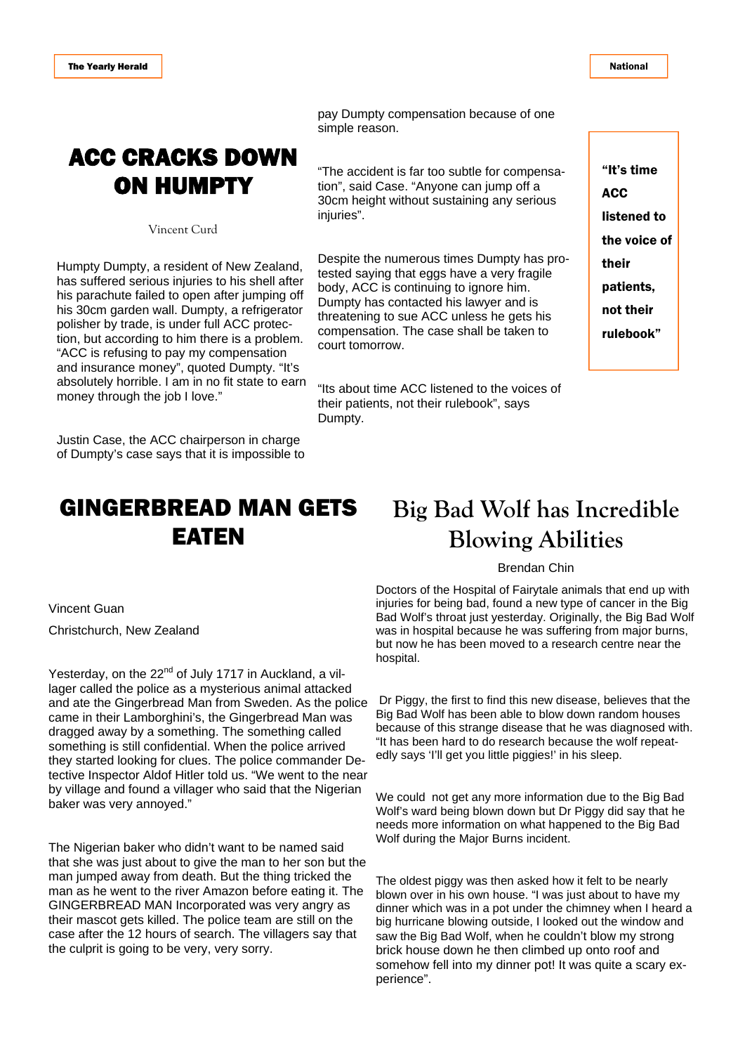# ACC CRACKS DOWN ON HUMPTY

Vincent Curd

Humpty Dumpty, a resident of New Zealand, has suffered serious injuries to his shell after his parachute failed to open after jumping off his 30cm garden wall. Dumpty, a refrigerator polisher by trade, is under full ACC protection, but according to him there is a problem. "ACC is refusing to pay my compensation and insurance money", quoted Dumpty. "It's absolutely horrible. I am in no fit state to earn money through the job I love."

Justin Case, the ACC chairperson in charge of Dumpty's case says that it is impossible to pay Dumpty compensation because of one simple reason.

"The accident is far too subtle for compensation", said Case. "Anyone can jump off a 30cm height without sustaining any serious injuries".

Despite the numerous times Dumpty has protested saying that eggs have a very fragile body, ACC is continuing to ignore him. Dumpty has contacted his lawyer and is threatening to sue ACC unless he gets his compensation. The case shall be taken to court tomorrow.

"Its about time ACC listened to the voices of their patients, not their rulebook", says Dumpty.

> **"It's time ACC listened to the voice of their patients, not their rulebook"**

# GINGERBREAD MAN GETS EATEN

Vincent Guan

Christchurch, New Zealand

Yesterday, on the 22nd of July 1717 in Auckland, a villager called the police as a mysterious animal attacked and ate the Gingerbread Man from Sweden. As the police came in their Lamborghini's, the Gingerbread Man was dragged away by a something. The something called something is still confidential. When the police arrived they started looking for clues. The police commander Detective Inspector Aldof Hitler told us. "We went to the near by village and found a villager who said that the Nigerian baker was very annoyed."

The Nigerian baker who didn't want to be named said that she was just about to give the man to her son but the man jumped away from death. But the thing tricked the man as he went to the river Amazon before eating it. The GINGERBREAD MAN Incorporated was very angry as their mascot gets killed. The police team are still on the case after the 12 hours of search. The villagers say that the culprit is going to be very, very sorry.

# Big Bad Wolf has Incredible Blowing Abilities

Brendan Chin

Doctors of the Hospital of Fairytale animals that end up with injuries for being bad, found a new type of cancer in the Big Bad Wolf's throat just yesterday. Originally, the Big Bad Wolf was in hospital because he was suffering from major burns, but now he has been moved to a research centre near the hospital.

Dr Piggy, the first to find this new disease, believes that the Big Bad Wolf has been able to blow down random houses because of this strange disease that he was diagnosed with. "It has been hard to do research because the wolf repeatedly says 'I'll get you little piggies!' in his sleep.

We could not get any more information due to the Big Bad Wolf's ward being blown down but Dr Piggy did say that he needs more information on what happened to the Big Bad Wolf during the Major Burns incident.

The oldest piggy was then asked how it felt to be nearly blown over in his own house. "I was just about to have my dinner which was in a pot under the chimney when I heard a big hurricane blowing outside, I looked out the window and saw the Big Bad Wolf, when he couldn't blow my strong brick house down he then climbed up onto roof and somehow fell into my dinner pot! It was quite a scary experience".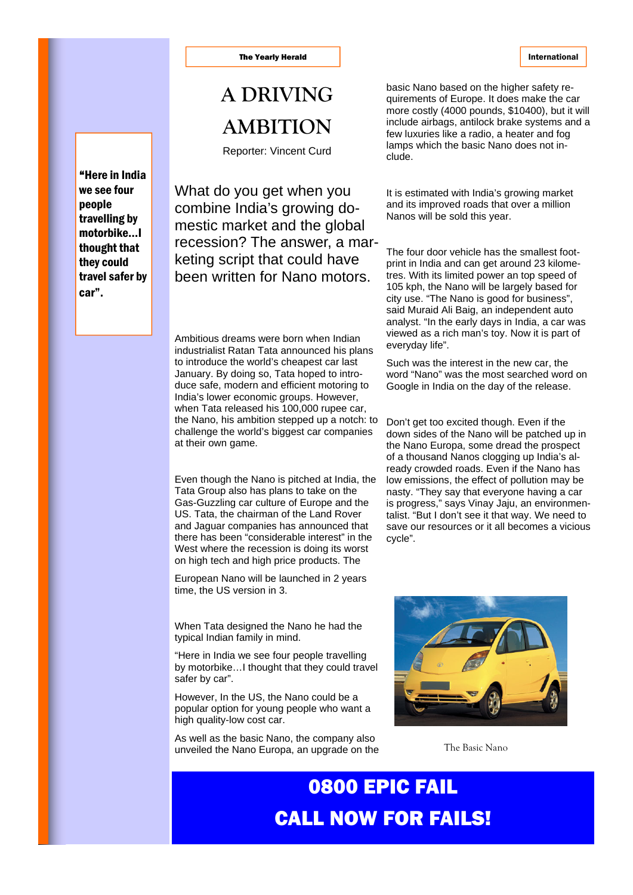The Yearly Herald

International

# A DRIVING AMBITION

Reporter: Vincent Curd

**"Here in India we see four people travelling by motorbike…I thought that they could travel safer by car".**

What do you get when you combine India's growing domestic market and the global recession? The answer, a marketing script that could have been written for Nano motors.

Ambitious dreams were born when Indian industrialist Ratan Tata announced his plans to introduce the world's cheapest car last January. By doing so, Tata hoped to introduce safe, modern and efficient motoring to India's lower economic groups. However, when Tata released his 100,000 rupee car, the Nano, his ambition stepped up a notch: to challenge the world's biggest car companies at their own game.

Even though the Nano is pitched at India, the Tata Group also has plans to take on the Gas-Guzzling car culture of Europe and the US. Tata, the chairman of the Land Rover and Jaguar companies has announced that there has been "considerable interest" in the West where the recession is doing its worst on high tech and high price products. The

European Nano will be launched in 2 years time, the US version in 3.

When Tata designed the Nano he had the typical Indian family in mind.

"Here in India we see four people travelling by motorbike…I thought that they could travel safer by car".

However, In the US, the Nano could be a popular option for young people who want a high quality-low cost car.

As well as the basic Nano, the company also unveiled the Nano Europa, an upgrade on the basic Nano based on the higher safety requirements of Europe. It does make the car more costly (4000 pounds, $10400), but it will include airbags, antilock brake systems and a few luxuries like a radio, a heater and fog lamps which the basic Nano does not include.

It is estimated with India's growing market and its improved roads that over a million Nanos will be sold this year.

The four door vehicle has the smallest footprint in India and can get around 23 kilometres. With its limited power an top speed of 105 kph, the Nano will be largely based for city use. "The Nano is good for business", said Muraid Ali Baig, an independent auto analyst. "In the early days in India, a car was viewed as a rich man's toy. Now it is part of everyday life".

Such was the interest in the new car, the word "Nano" was the most searched word on Google in India on the day of the release.

Don't get too excited though. Even if the down sides of the Nano will be patched up in the Nano Europa, some dread the prospect of a thousand Nanos clogging up India's already crowded roads. Even if the Nano has low emissions, the effect of pollution may be nasty. "They say that everyone having a car is progress," says Vinay Jaju, an environmentalist. "But I don't see it that way. We need to save our resources or it all becomes a vicious cycle".

The Basic Nano

**0800 EPIC FAIL**

**CALL NOW FOR FAILS!**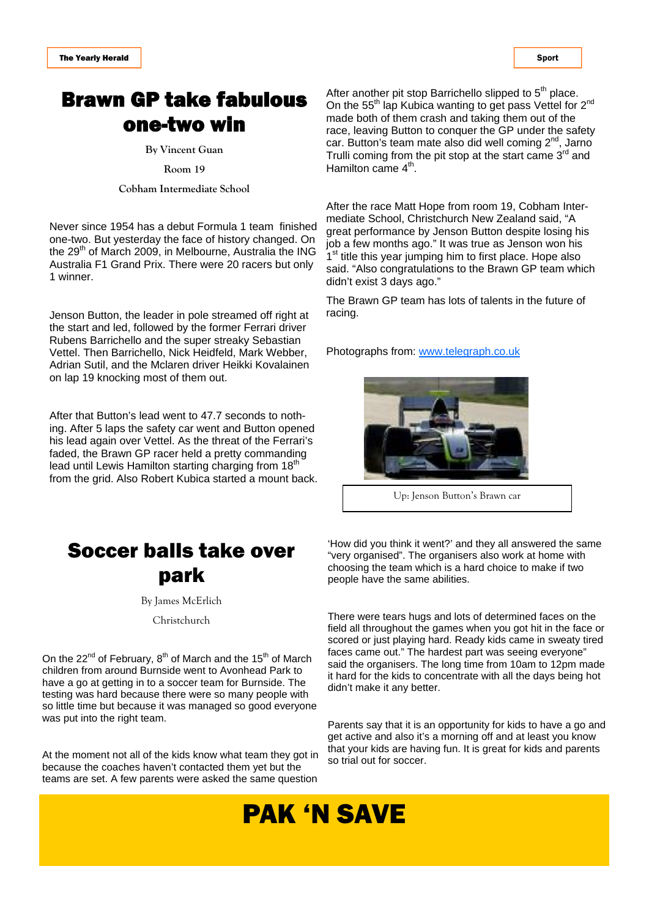# Brawn GP take fabulous one-two win

By Vincent Guan

Room 19

Cobham Intermediate School

Never since 1954 has a debut Formula 1 team finished one-two. But yesterday the face of history changed. On the 29th of March 2009, in Melbourne, Australia the ING Australia F1 Grand Prix. There were 20 racers but only 1 winner.

Jenson Button, the leader in pole streamed off right at the start and led, followed by the former Ferrari driver Rubens Barrichello and the super streaky Sebastian Vettel. Then Barrichello, Nick Heidfeld, Mark Webber, Adrian Sutil, and the Mclaren driver Heikki Kovalainen on lap 19 knocking most of them out.

After that Button's lead went to 47.7 seconds to nothing. After 5 laps the safety car went and Button opened his lead again over Vettel. As the threat of the Ferrari's faded, the Brawn GP racer held a pretty commanding lead until Lewis Hamilton starting charging from 18th from the grid. Also Robert Kubica started a mount back.

After another pit stop Barrichello slipped to 5th place. On the 55th lap Kubica wanting to get pass Vettel for 2nd made both of them crash and taking them out of the race, leaving Button to conquer the GP under the safety car. Button's team mate also did well coming 2nd, Jarno Trulli coming from the pit stop at the start came 3rd and Hamilton came 4th.

After the race Matt Hope from room 19, Cobham Intermediate School, Christchurch New Zealand said, "A great performance by Jenson Button despite losing his job a few months ago." It was true as Jenson won his 1st title this year jumping him to first place. Hope also said. "Also congratulations to the Brawn GP team which didn't exist 3 days ago."

The Brawn GP team has lots of talents in the future of racing.

Photographs from: www.telegraph.co.uk

Up: Jenson Button's Brawn car

# Soccer balls take over park

By James McErlich

Christchurch

On the 22nd of February, 8th of March and the 15th of March children from around Burnside went to Avonhead Park to have a go at getting in to a soccer team for Burnside. The testing was hard because there were so many people with so little time but because it was managed so good everyone was put into the right team.

At the moment not all of the kids know what team they got in because the coaches haven't contacted them yet but the teams are set. A few parents were asked the same question 'How did you think it went?' and they all answered the same "very organised". The organisers also work at home with choosing the team which is a hard choice to make if two people have the same abilities.

There were tears hugs and lots of determined faces on the field all throughout the games when you got hit in the face or scored or just playing hard. Ready kids came in sweaty tired faces came out." The hardest part was seeing everyone" said the organisers. The long time from 10am to 12pm made it hard for the kids to concentrate with all the days being hot didn't make it any better.

Parents say that it is an opportunity for kids to have a go and get active and also it's a morning off and at least you know that your kids are having fun. It is great for kids and parents so trial out for soccer.

# PAK 'N SAVE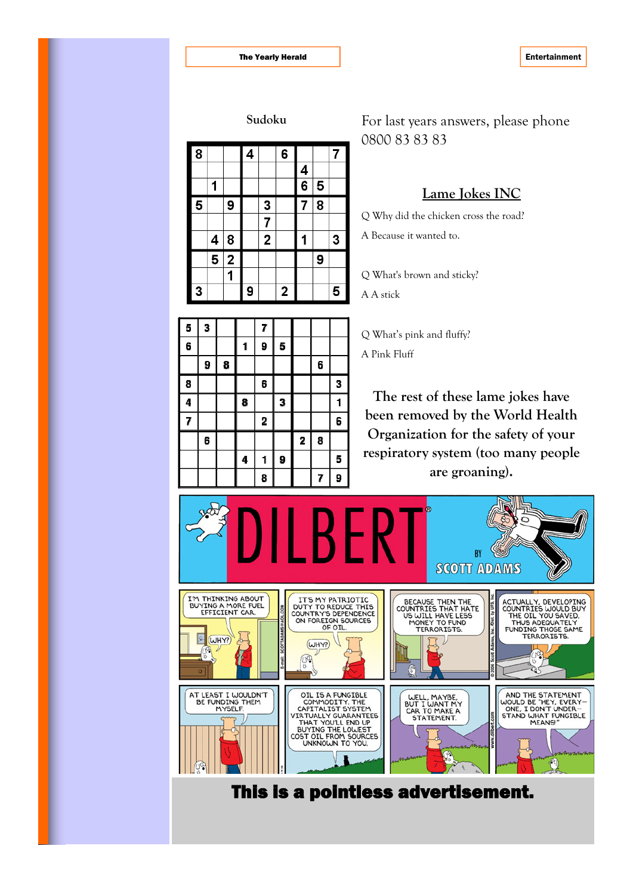## Sudoku

| | | | | | | | | |
|---|---|---|---|---|---|---|---|---|
| 8 | | | 4 | | 6 | | | 7 |
| | | | | | | 4 | | |
| | 1 | | | | | 6 | 5 | |
| 5 | | 9 | | 3 | | 7 | 8 | |
| | | | | 7 | | | | |
| | 4 | 8 | | 2 | | 1 | | 3 |
| | 5 | 2 | | | | | 9 | |
| | | 1 | | | | | | |
| 3 | | | 9 | | 2 | | | 5 |

| | | | | | | | | |
|---|---|---|---|---|---|---|---|---|
| 5 | 3 | | | 7 | | | | |
| 6 | | | 1 | 9 | 5 | | | |
| | 9 | 8 | | | | | 6 | |
| 8 | | | | 6 | | | | 3 |
| 4 | | | 8 | | 3 | | | 1 |
| 7 | | | | 2 | | | | 6 |
| | 6 | | | | | 2 | 8 | |
| | | | 4 | 1 | 9 | | | 5 |
| | | | | 8 | | | 7 | 9 |

For last years answers, please phone 0800 83 83 83

## Lame Jokes INC

Q Why did the chicken cross the road?

A Because it wanted to.

Q What's brown and sticky?

A A stick

Q What's pink and fluffy?

A Pink Fluff

The rest of these lame jokes have been removed by the World Health Organization for the safety of your respiratory system (too many people are groaning).

DILBERT BY SCOTT ADAMS

I'M THINKING ABOUT BUYING A MORE FUEL EFFICIENT CAR. — WHY?

IT'S MY PATRIOTIC DUTY TO REDUCE THIS COUNTRY'S DEPENDENCE ON FOREIGN SOURCES OF OIL. — WHY?

BECAUSE THEN THE COUNTRIES THAT HATE US WILL HAVE LESS MONEY TO FUND TERRORISTS.

ACTUALLY, DEVELOPING COUNTRIES WOULD BUY THE OIL YOU SAVED, THUS ADEQUATELY FUNDING THOSE SAME TERRORISTS.

AT LEAST I WOULDN'T BE FUNDING THEM MYSELF.

OIL IS A FUNGIBLE COMMODITY. THE CAPITALIST SYSTEM VIRTUALLY GUARANTEES THAT YOU'LL END UP BUYING THE LOWEST COST OIL FROM SOURCES UNKNOWN TO YOU.

WELL, MAYBE, BUT I WANT MY CAR TO MAKE A STATEMENT.

AND THE STATEMENT WOULD BE "HEY, EVERYONE, I DON'T UNDERSTAND WHAT FUNGIBLE MEANS!"

**This is a pointless advertisement.**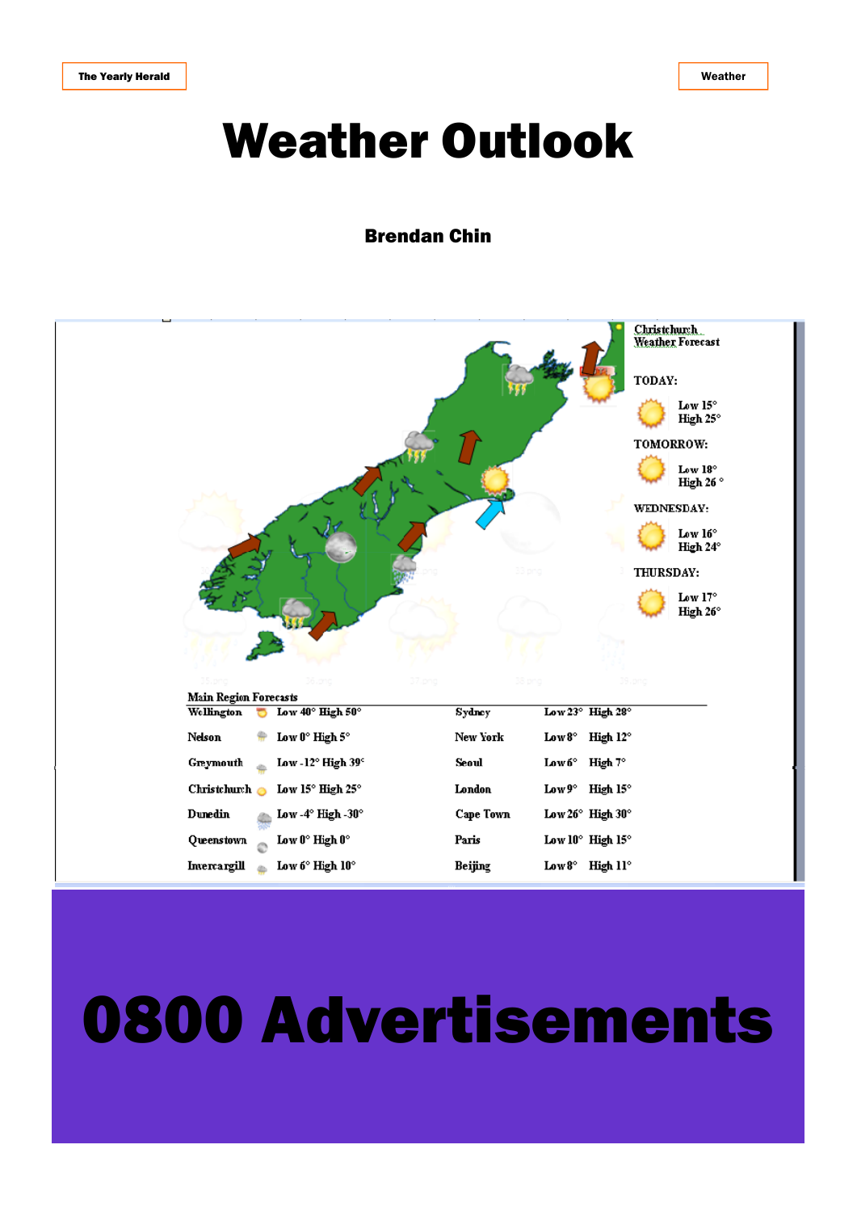# Weather Outlook

**Brendan Chin**

Christchurch Weather Forecast

TODAY:

Low 15°
High 25°

TOMORROW:

Low 18°
High 26 °

WEDNESDAY:

Low 16°
High 24°

THURSDAY:

Low 17°
High 26°

Main Region Forecasts

| | | | |
|---|---|---|---|
| Wellington | Low 40° High 50° | Sydney | Low 23° High 28° |
| Nelson | Low 0° High 5° | New York | Low 8° High 12° |
| Greymouth | Low -12° High 39° | Seoul | Low 6° High 7° |
| Christchurch | Low 15° High 25° | London | Low 9° High 15° |
| Dunedin | Low -4° High -30° | Cape Town | Low 26° High 30° |
| Queenstown | Low 0° High 0° | Paris | Low 10° High 15° |
| Invercargill | Low 6° High 10° | Beijing | Low 8° High 11° |

# 0800 Advertisements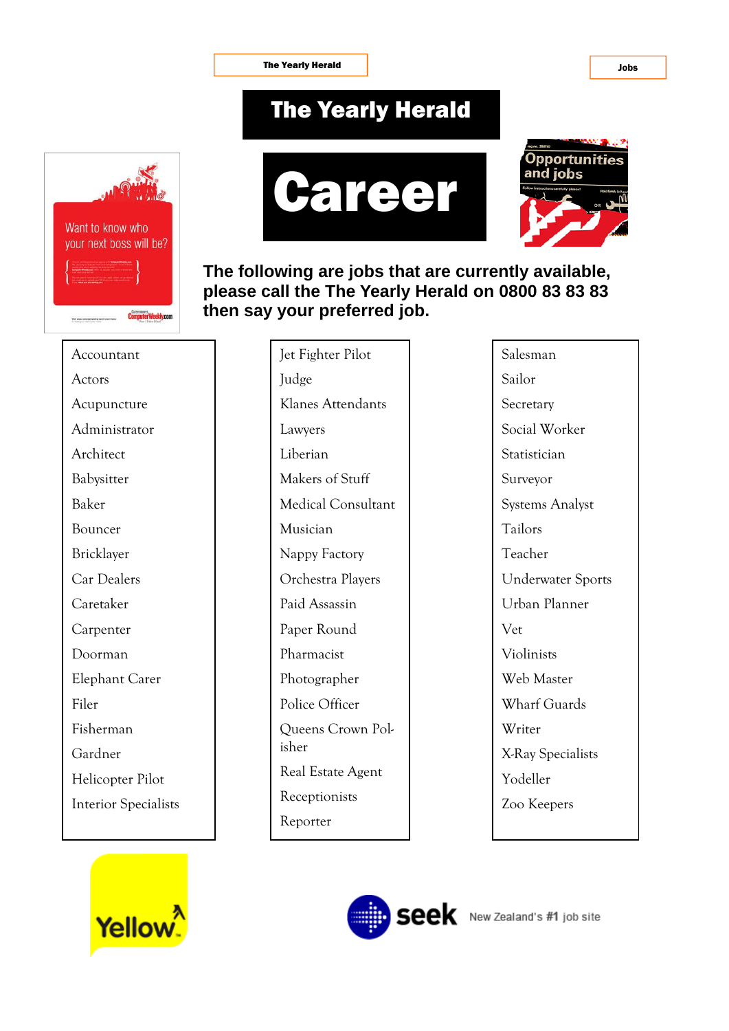The Yearly Herald

Jobs

# The Yearly Herald

# Career

**The following are jobs that are currently available, please call the The Yearly Herald on 0800 83 83 83 then say your preferred job.**

- Accountant
- Actors
- Acupuncture
- Administrator
- Architect
- Babysitter
- Baker
- Bouncer
- Bricklayer
- Car Dealers
- Caretaker
- Carpenter
- Doorman
- Elephant Carer
- Filer
- Fisherman
- Gardner
- Helicopter Pilot
- Interior Specialists

- Jet Fighter Pilot
- Judge
- Klanes Attendants
- Lawyers
- Liberian
- Makers of Stuff
- Medical Consultant
- Musician
- Nappy Factory
- Orchestra Players
- Paid Assassin
- Paper Round
- Pharmacist
- Photographer
- Police Officer
- Queens Crown Polisher
- Real Estate Agent
- Receptionists
- Reporter

- Salesman
- Sailor
- Secretary
- Social Worker
- Statistician
- Surveyor
- Systems Analyst
- Tailors
- Teacher
- Underwater Sports
- Urban Planner
- Vet
- Violinists
- Web Master
- Wharf Guards
- Writer
- X-Ray Specialists
- Yodeller
- Zoo Keepers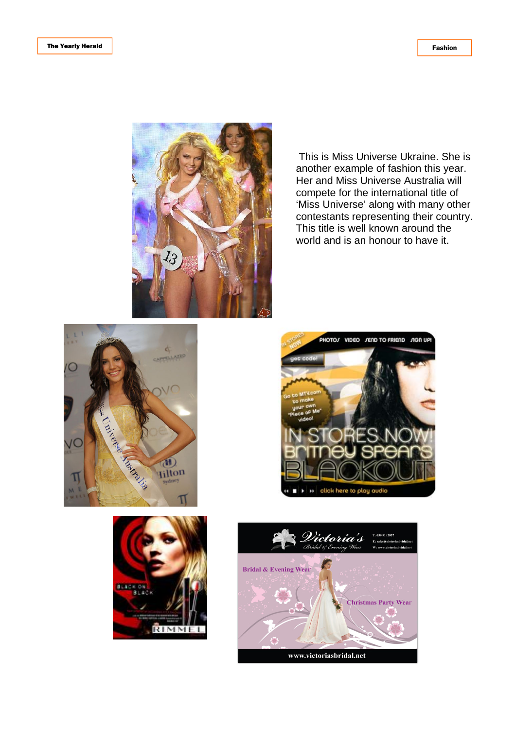This is Miss Universe Ukraine. She is another example of fashion this year. Her and Miss Universe Australia will compete for the international title of 'Miss Universe' along with many other contestants representing their country. This title is well known around the world and is an honour to have it.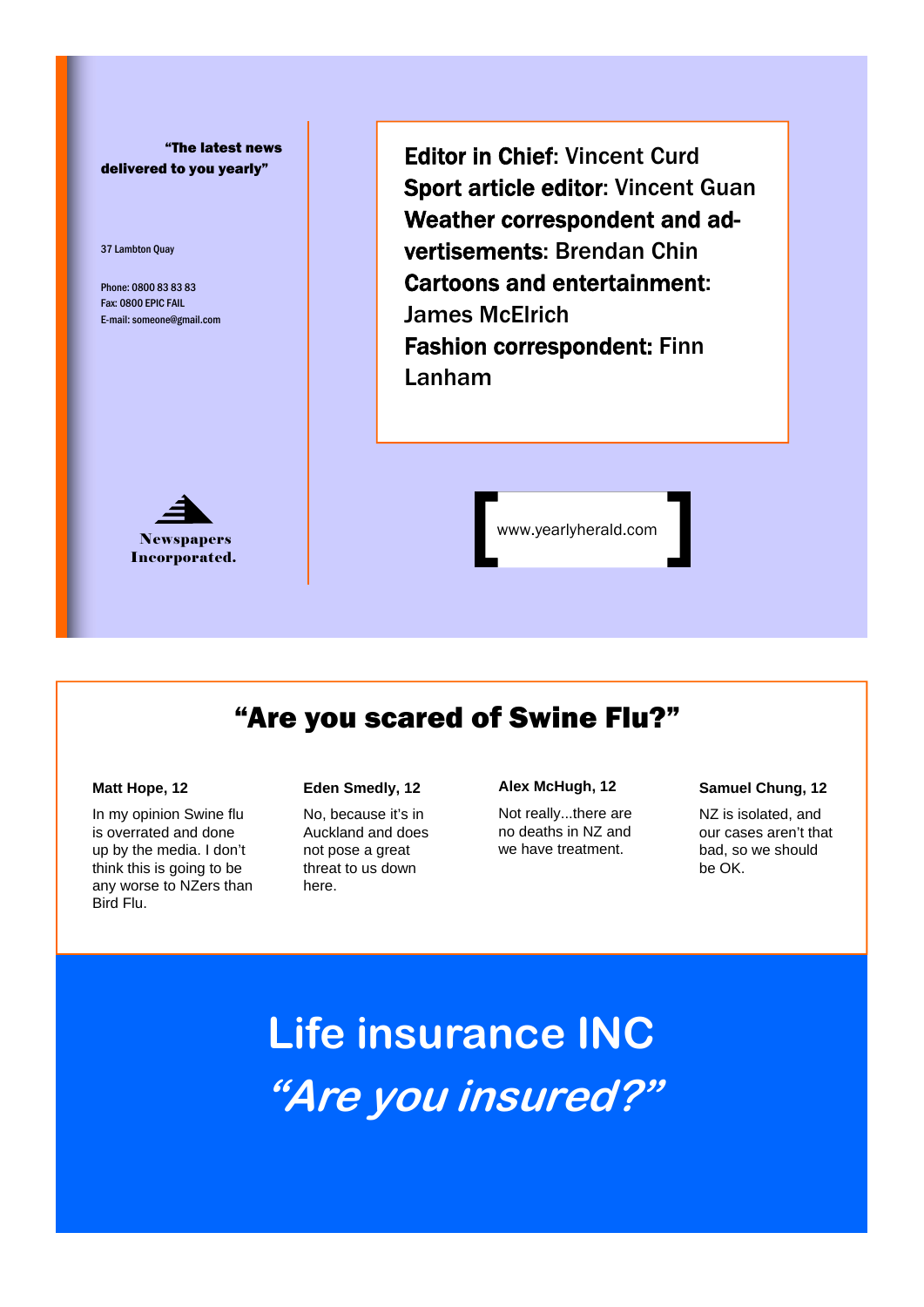**"The latest news delivered to you yearly"**

37 Lambton Quay

Phone: 0800 83 83 83
Fax: 0800 EPIC FAIL
E-mail: someone@gmail.com

Newspapers Incorporated.

**Editor in Chief**: Vincent Curd
**Sport article editor**: Vincent Guan
**Weather correspondent and advertisements**: Brendan Chin
**Cartoons and entertainment:** James McElrich
**Fashion correspondent:** Finn Lanham

www.yearlyherald.com

## "Are you scared of Swine Flu?"

**Matt Hope, 12**

In my opinion Swine flu is overrated and done up by the media. I don't think this is going to be any worse to NZers than Bird Flu.

**Eden Smedly, 12**

No, because it's in Auckland and does not pose a great threat to us down here.

**Alex McHugh, 12**

Not really...there are no deaths in NZ and we have treatment.

**Samuel Chung, 12**

NZ is isolated, and our cases aren't that bad, so we should be OK.

# Life insurance INC

*"Are you insured?"*